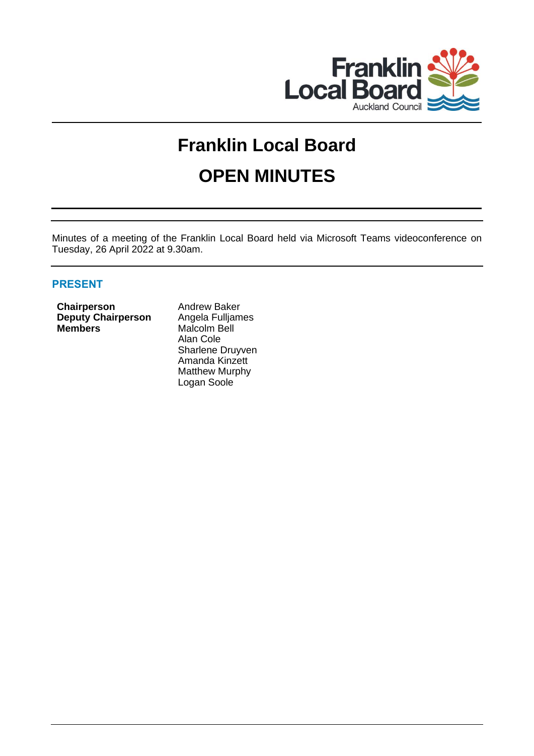# Franklin Local Board

# OPEN MINUTES

Minutes of a meeting of the Franklin Local Board held via Microsoft Teams videoconference on Tuesday, 26 April 2022 at 9.30am.

## PRESENT

| | |
|---|---|
| **Chairperson** | Andrew Baker |
| **Deputy Chairperson** | Angela Fulljames |
| **Members** | Malcolm Bell |
| | Alan Cole |
| | Sharlene Druyven |
| | Amanda Kinzett |
| | Matthew Murphy |
| | Logan Soole |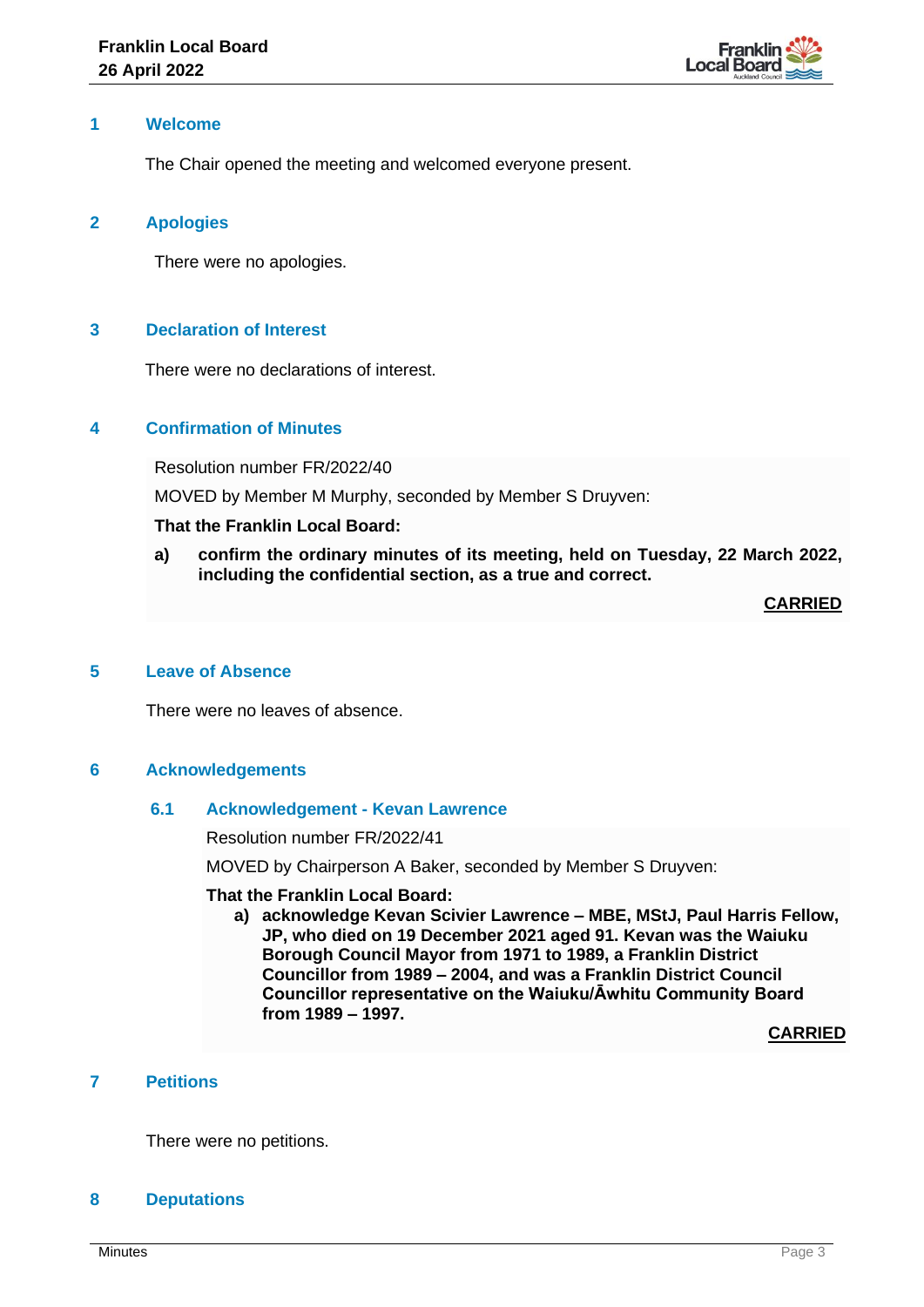## 1 Welcome

The Chair opened the meeting and welcomed everyone present.

## 2 Apologies

There were no apologies.

## 3 Declaration of Interest

There were no declarations of interest.

## 4 Confirmation of Minutes

Resolution number FR/2022/40

MOVED by Member M Murphy, seconded by Member S Druyven:

**That the Franklin Local Board:**

**a) confirm the ordinary minutes of its meeting, held on Tuesday, 22 March 2022, including the confidential section, as a true and correct.**

**CARRIED**

## 5 Leave of Absence

There were no leaves of absence.

## 6 Acknowledgements

### 6.1 Acknowledgement - Kevan Lawrence

Resolution number FR/2022/41

MOVED by Chairperson A Baker, seconded by Member S Druyven:

**That the Franklin Local Board:**

**a) acknowledge Kevan Scivier Lawrence – MBE, MStJ, Paul Harris Fellow, JP, who died on 19 December 2021 aged 91. Kevan was the Waiuku Borough Council Mayor from 1971 to 1989, a Franklin District Councillor from 1989 – 2004, and was a Franklin District Council Councillor representative on the Waiuku/Āwhitu Community Board from 1989 – 1997.**

**CARRIED**

## 7 Petitions

There were no petitions.

## 8 Deputations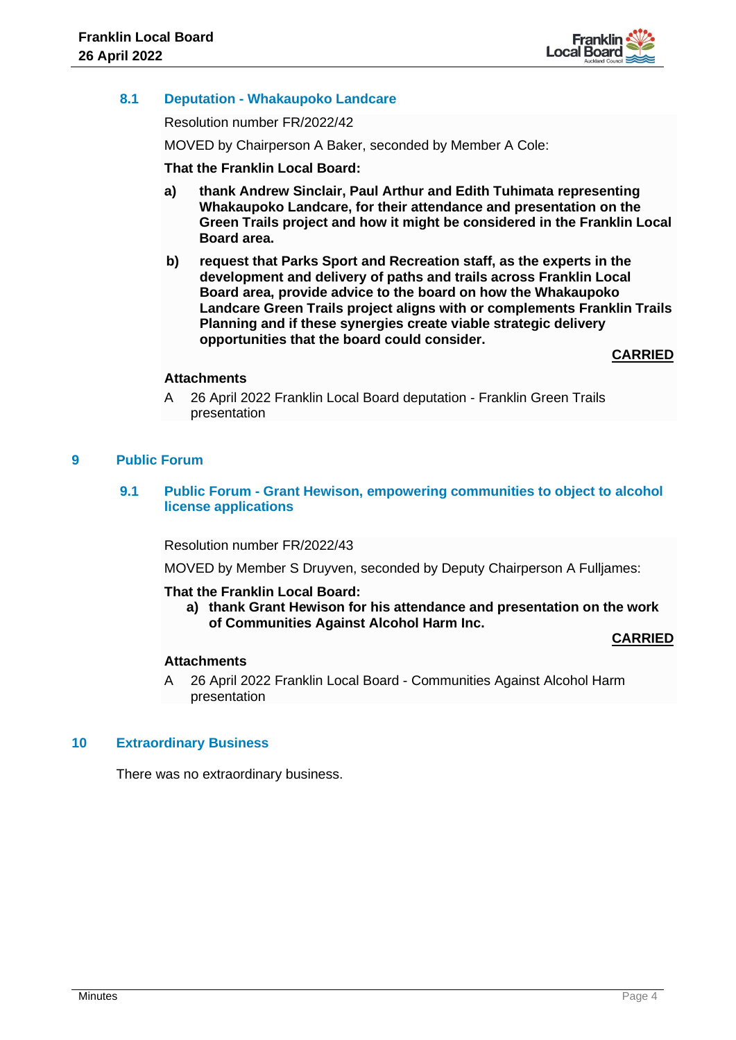### 8.1 Deputation - Whakaupoko Landcare

Resolution number FR/2022/42

MOVED by Chairperson A Baker, seconded by Member A Cole:

**That the Franklin Local Board:**

**a) thank Andrew Sinclair, Paul Arthur and Edith Tuhimata representing Whakaupoko Landcare, for their attendance and presentation on the Green Trails project and how it might be considered in the Franklin Local Board area.**

**b) request that Parks Sport and Recreation staff, as the experts in the development and delivery of paths and trails across Franklin Local Board area, provide advice to the board on how the Whakaupoko Landcare Green Trails project aligns with or complements Franklin Trails Planning and if these synergies create viable strategic delivery opportunities that the board could consider.**

**CARRIED**

**Attachments**

A 26 April 2022 Franklin Local Board deputation - Franklin Green Trails presentation

## 9 Public Forum

### 9.1 Public Forum - Grant Hewison, empowering communities to object to alcohol license applications

Resolution number FR/2022/43

MOVED by Member S Druyven, seconded by Deputy Chairperson A Fulljames:

**That the Franklin Local Board:**

**a) thank Grant Hewison for his attendance and presentation on the work of Communities Against Alcohol Harm Inc.**

**CARRIED**

**Attachments**

A 26 April 2022 Franklin Local Board - Communities Against Alcohol Harm presentation

## 10 Extraordinary Business

There was no extraordinary business.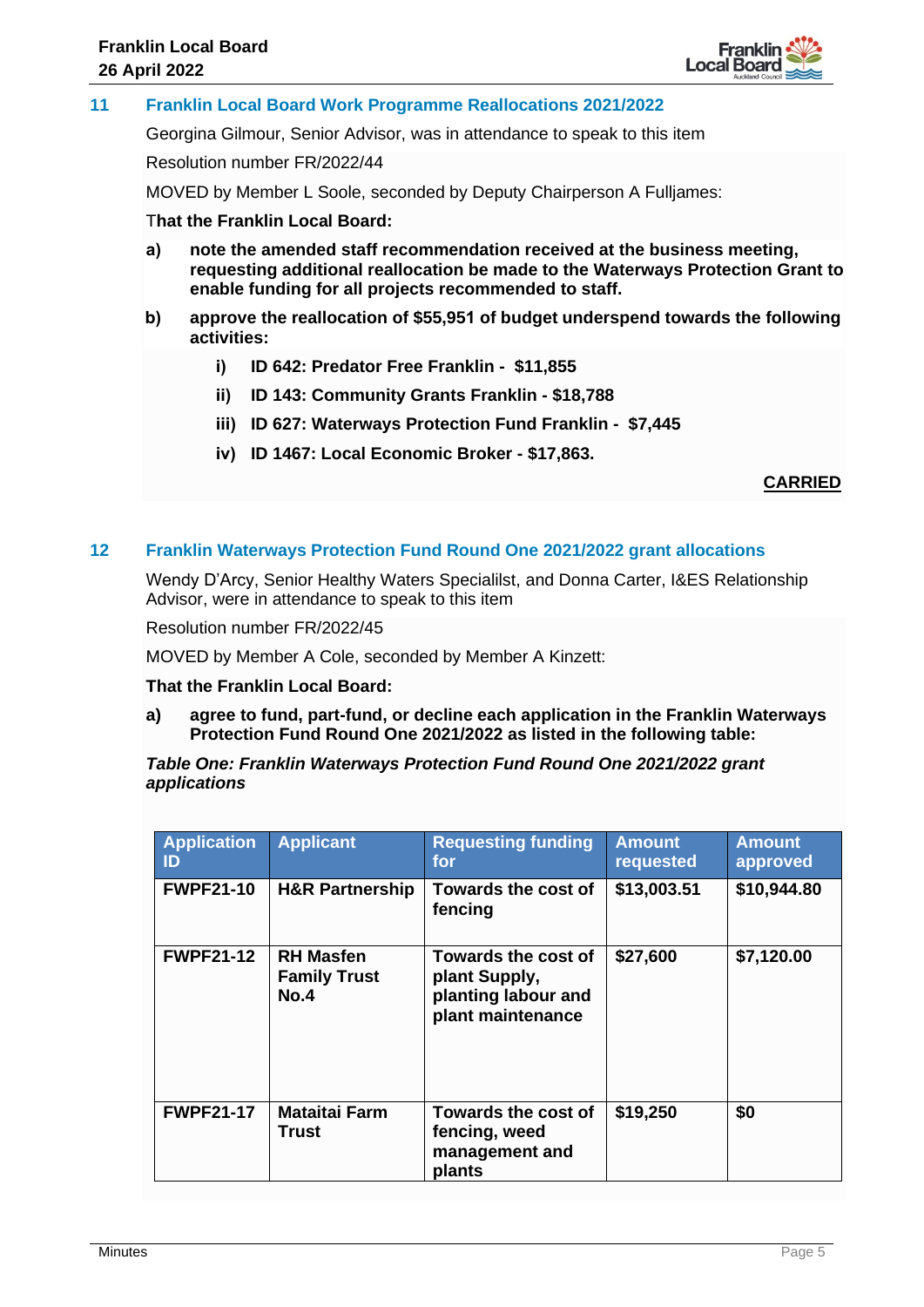## 11 Franklin Local Board Work Programme Reallocations 2021/2022

Georgina Gilmour, Senior Advisor, was in attendance to speak to this item

Resolution number FR/2022/44

MOVED by Member L Soole, seconded by Deputy Chairperson A Fulljames:

**That the Franklin Local Board:**

**a) note the amended staff recommendation received at the business meeting, requesting additional reallocation be made to the Waterways Protection Grant to enable funding for all projects recommended to staff.**

**b) approve the reallocation of $55,951 of budget underspend towards the following activities:**

**i) ID 642: Predator Free Franklin - $11,855**

**ii) ID 143: Community Grants Franklin - $18,788**

**iii) ID 627: Waterways Protection Fund Franklin - $7,445**

**iv) ID 1467: Local Economic Broker - $17,863.**

**CARRIED**

## 12 Franklin Waterways Protection Fund Round One 2021/2022 grant allocations

Wendy D'Arcy, Senior Healthy Waters Specialilst, and Donna Carter, I&ES Relationship Advisor, were in attendance to speak to this item

Resolution number FR/2022/45

MOVED by Member A Cole, seconded by Member A Kinzett:

**That the Franklin Local Board:**

**a) agree to fund, part-fund, or decline each application in the Franklin Waterways Protection Fund Round One 2021/2022 as listed in the following table:**

***Table One: Franklin Waterways Protection Fund Round One 2021/2022 grant applications***

| Application ID | Applicant | Requesting funding for | Amount requested | Amount approved |
|---|---|---|---|---|
| FWPF21-10 | H&R Partnership | Towards the cost of fencing | $13,003.51 | $10,944.80 |
| FWPF21-12 | RH Masfen Family Trust No.4 | Towards the cost of plant Supply, planting labour and plant maintenance | $27,600 | $7,120.00 |
| FWPF21-17 | Mataitai Farm Trust | Towards the cost of fencing, weed management and plants | $19,250 | $0 |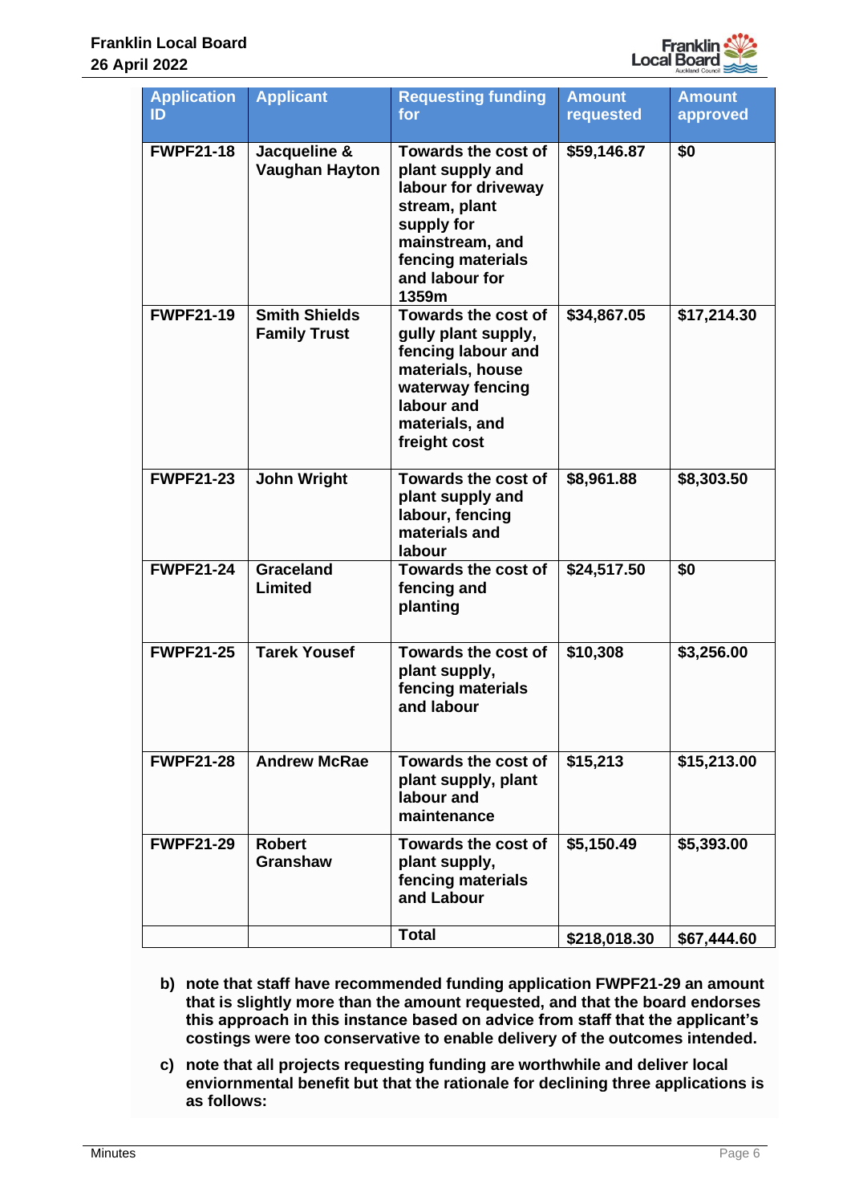| Application ID | Applicant | Requesting funding for | Amount requested | Amount approved |
|---|---|---|---|---|
| FWPF21-18 | Jacqueline & Vaughan Hayton | Towards the cost of plant supply and labour for driveway stream, plant supply for mainstream, and fencing materials and labour for 1359m | $59,146.87 | $0 |
| FWPF21-19 | Smith Shields Family Trust | Towards the cost of gully plant supply, fencing labour and materials, house waterway fencing labour and materials, and freight cost | $34,867.05 | $17,214.30 |
| FWPF21-23 | John Wright | Towards the cost of plant supply and labour, fencing materials and labour | $8,961.88 | $8,303.50 |
| FWPF21-24 | Graceland Limited | Towards the cost of fencing and planting | $24,517.50 | $0 |
| FWPF21-25 | Tarek Yousef | Towards the cost of plant supply, fencing materials and labour | $10,308 | $3,256.00 |
| FWPF21-28 | Andrew McRae | Towards the cost of plant supply, plant labour and maintenance | $15,213 | $15,213.00 |
| FWPF21-29 | Robert Granshaw | Towards the cost of plant supply, fencing materials and Labour | $5,150.49 | $5,393.00 |
| | | Total | $218,018.30 | $67,444.60 |

**b) note that staff have recommended funding application FWPF21-29 an amount that is slightly more than the amount requested, and that the board endorses this approach in this instance based on advice from staff that the applicant's costings were too conservative to enable delivery of the outcomes intended.**

**c) note that all projects requesting funding are worthwhile and deliver local enviornmental benefit but that the rationale for declining three applications is as follows:**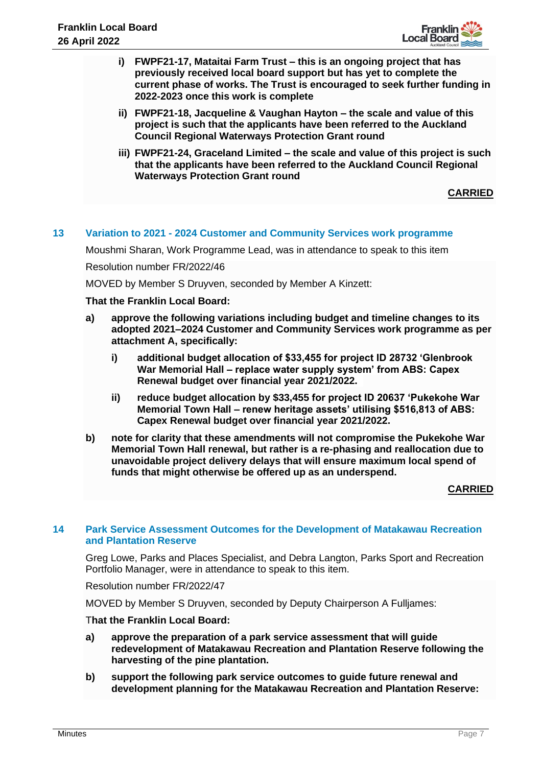**i) FWPF21-17, Mataitai Farm Trust – this is an ongoing project that has previously received local board support but has yet to complete the current phase of works. The Trust is encouraged to seek further funding in 2022-2023 once this work is complete**

**ii) FWPF21-18, Jacqueline & Vaughan Hayton – the scale and value of this project is such that the applicants have been referred to the Auckland Council Regional Waterways Protection Grant round**

**iii) FWPF21-24, Graceland Limited – the scale and value of this project is such that the applicants have been referred to the Auckland Council Regional Waterways Protection Grant round**

**CARRIED**

## 13 Variation to 2021 - 2024 Customer and Community Services work programme

Moushmi Sharan, Work Programme Lead, was in attendance to speak to this item

Resolution number FR/2022/46

MOVED by Member S Druyven, seconded by Member A Kinzett:

**That the Franklin Local Board:**

**a) approve the following variations including budget and timeline changes to its adopted 2021–2024 Customer and Community Services work programme as per attachment A, specifically:**

**i) additional budget allocation of $33,455 for project ID 28732 'Glenbrook War Memorial Hall – replace water supply system' from ABS: Capex Renewal budget over financial year 2021/2022.**

**ii) reduce budget allocation by $33,455 for project ID 20637 'Pukekohe War Memorial Town Hall – renew heritage assets' utilising $516,813 of ABS: Capex Renewal budget over financial year 2021/2022.**

**b) note for clarity that these amendments will not compromise the Pukekohe War Memorial Town Hall renewal, but rather is a re-phasing and reallocation due to unavoidable project delivery delays that will ensure maximum local spend of funds that might otherwise be offered up as an underspend.**

**CARRIED**

## 14 Park Service Assessment Outcomes for the Development of Matakawau Recreation and Plantation Reserve

Greg Lowe, Parks and Places Specialist, and Debra Langton, Parks Sport and Recreation Portfolio Manager, were in attendance to speak to this item.

Resolution number FR/2022/47

MOVED by Member S Druyven, seconded by Deputy Chairperson A Fulljames:

**That the Franklin Local Board:**

**a) approve the preparation of a park service assessment that will guide redevelopment of Matakawau Recreation and Plantation Reserve following the harvesting of the pine plantation.**

**b) support the following park service outcomes to guide future renewal and development planning for the Matakawau Recreation and Plantation Reserve:**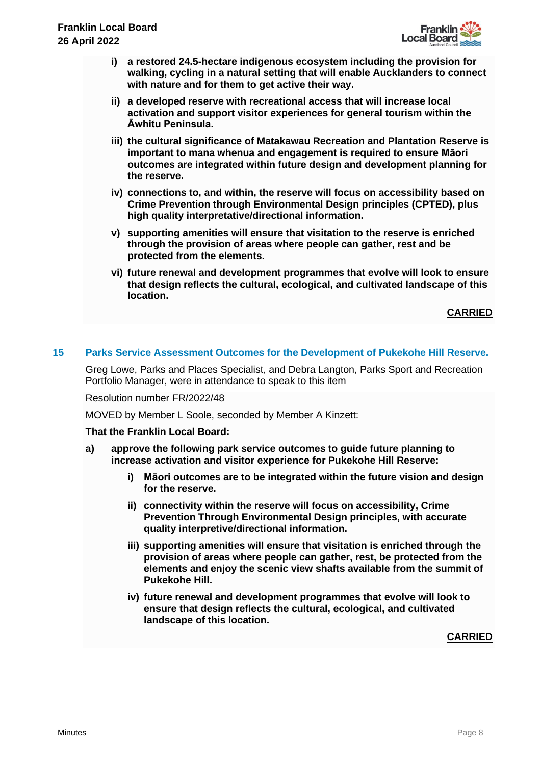**i) a restored 24.5-hectare indigenous ecosystem including the provision for walking, cycling in a natural setting that will enable Aucklanders to connect with nature and for them to get active their way.**

**ii) a developed reserve with recreational access that will increase local activation and support visitor experiences for general tourism within the Āwhitu Peninsula.**

**iii) the cultural significance of Matakawau Recreation and Plantation Reserve is important to mana whenua and engagement is required to ensure Māori outcomes are integrated within future design and development planning for the reserve.**

**iv) connections to, and within, the reserve will focus on accessibility based on Crime Prevention through Environmental Design principles (CPTED), plus high quality interpretative/directional information.**

**v) supporting amenities will ensure that visitation to the reserve is enriched through the provision of areas where people can gather, rest and be protected from the elements.**

**vi) future renewal and development programmes that evolve will look to ensure that design reflects the cultural, ecological, and cultivated landscape of this location.**

**CARRIED**

## 15 Parks Service Assessment Outcomes for the Development of Pukekohe Hill Reserve.

Greg Lowe, Parks and Places Specialist, and Debra Langton, Parks Sport and Recreation Portfolio Manager, were in attendance to speak to this item

Resolution number FR/2022/48

MOVED by Member L Soole, seconded by Member A Kinzett:

**That the Franklin Local Board:**

**a) approve the following park service outcomes to guide future planning to increase activation and visitor experience for Pukekohe Hill Reserve:**

**i) Māori outcomes are to be integrated within the future vision and design for the reserve.**

**ii) connectivity within the reserve will focus on accessibility, Crime Prevention Through Environmental Design principles, with accurate quality interpretive/directional information.**

**iii) supporting amenities will ensure that visitation is enriched through the provision of areas where people can gather, rest, be protected from the elements and enjoy the scenic view shafts available from the summit of Pukekohe Hill.**

**iv) future renewal and development programmes that evolve will look to ensure that design reflects the cultural, ecological, and cultivated landscape of this location.**

**CARRIED**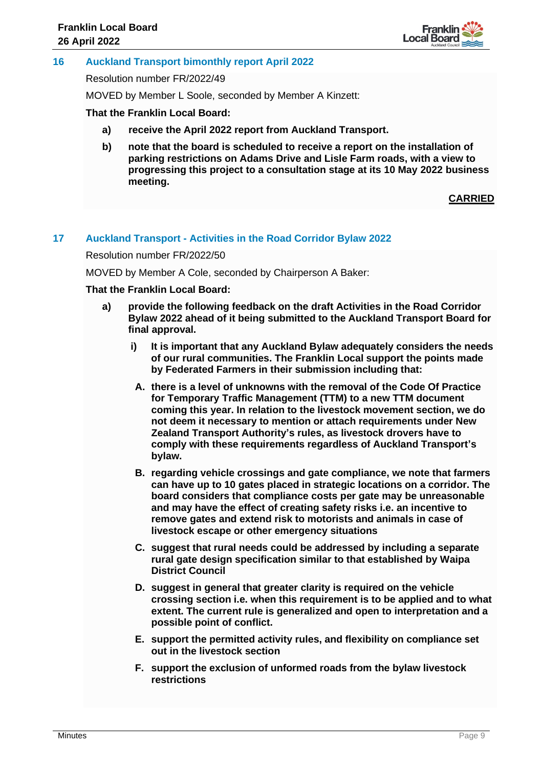## 16 Auckland Transport bimonthly report April 2022

Resolution number FR/2022/49

MOVED by Member L Soole, seconded by Member A Kinzett:

**That the Franklin Local Board:**

**a) receive the April 2022 report from Auckland Transport.**

**b) note that the board is scheduled to receive a report on the installation of parking restrictions on Adams Drive and Lisle Farm roads, with a view to progressing this project to a consultation stage at its 10 May 2022 business meeting.**

**CARRIED**

## 17 Auckland Transport - Activities in the Road Corridor Bylaw 2022

Resolution number FR/2022/50

MOVED by Member A Cole, seconded by Chairperson A Baker:

**That the Franklin Local Board:**

**a) provide the following feedback on the draft Activities in the Road Corridor Bylaw 2022 ahead of it being submitted to the Auckland Transport Board for final approval.**

**i) It is important that any Auckland Bylaw adequately considers the needs of our rural communities. The Franklin Local support the points made by Federated Farmers in their submission including that:**

**A. there is a level of unknowns with the removal of the Code Of Practice for Temporary Traffic Management (TTM) to a new TTM document coming this year. In relation to the livestock movement section, we do not deem it necessary to mention or attach requirements under New Zealand Transport Authority's rules, as livestock drovers have to comply with these requirements regardless of Auckland Transport's bylaw.**

**B. regarding vehicle crossings and gate compliance, we note that farmers can have up to 10 gates placed in strategic locations on a corridor. The board considers that compliance costs per gate may be unreasonable and may have the effect of creating safety risks i.e. an incentive to remove gates and extend risk to motorists and animals in case of livestock escape or other emergency situations**

**C. suggest that rural needs could be addressed by including a separate rural gate design specification similar to that established by Waipa District Council**

**D. suggest in general that greater clarity is required on the vehicle crossing section i.e. when this requirement is to be applied and to what extent. The current rule is generalized and open to interpretation and a possible point of conflict.**

**E. support the permitted activity rules, and flexibility on compliance set out in the livestock section**

**F. support the exclusion of unformed roads from the bylaw livestock restrictions**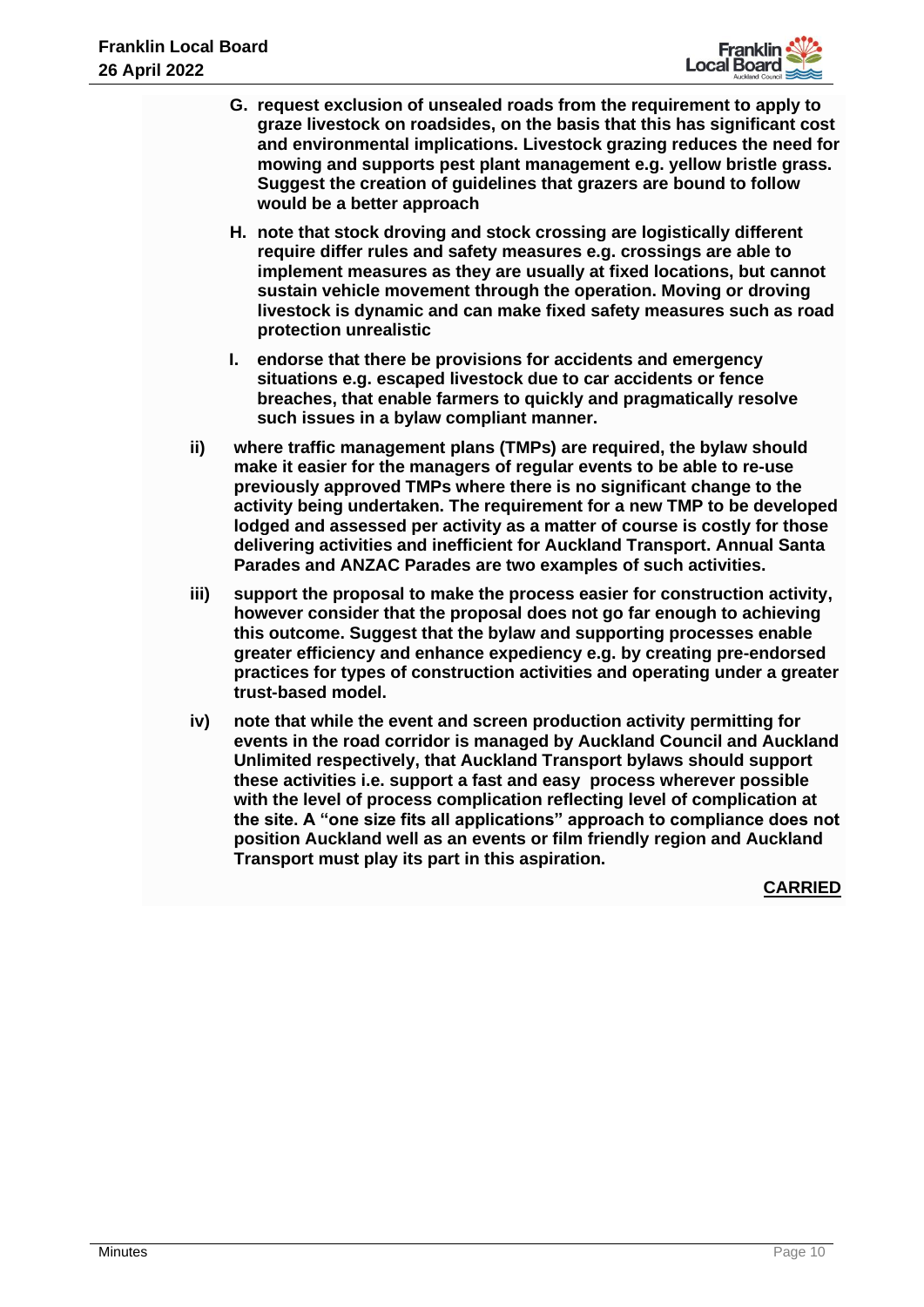**G. request exclusion of unsealed roads from the requirement to apply to graze livestock on roadsides, on the basis that this has significant cost and environmental implications. Livestock grazing reduces the need for mowing and supports pest plant management e.g. yellow bristle grass. Suggest the creation of guidelines that grazers are bound to follow would be a better approach**

**H. note that stock droving and stock crossing are logistically different require differ rules and safety measures e.g. crossings are able to implement measures as they are usually at fixed locations, but cannot sustain vehicle movement through the operation. Moving or droving livestock is dynamic and can make fixed safety measures such as road protection unrealistic**

**I. endorse that there be provisions for accidents and emergency situations e.g. escaped livestock due to car accidents or fence breaches, that enable farmers to quickly and pragmatically resolve such issues in a bylaw compliant manner.**

**ii) where traffic management plans (TMPs) are required, the bylaw should make it easier for the managers of regular events to be able to re-use previously approved TMPs where there is no significant change to the activity being undertaken. The requirement for a new TMP to be developed lodged and assessed per activity as a matter of course is costly for those delivering activities and inefficient for Auckland Transport. Annual Santa Parades and ANZAC Parades are two examples of such activities.**

**iii) support the proposal to make the process easier for construction activity, however consider that the proposal does not go far enough to achieving this outcome. Suggest that the bylaw and supporting processes enable greater efficiency and enhance expediency e.g. by creating pre-endorsed practices for types of construction activities and operating under a greater trust-based model.**

**iv) note that while the event and screen production activity permitting for events in the road corridor is managed by Auckland Council and Auckland Unlimited respectively, that Auckland Transport bylaws should support these activities i.e. support a fast and easy process wherever possible with the level of process complication reflecting level of complication at the site. A "one size fits all applications" approach to compliance does not position Auckland well as an events or film friendly region and Auckland Transport must play its part in this aspiration.**

**CARRIED**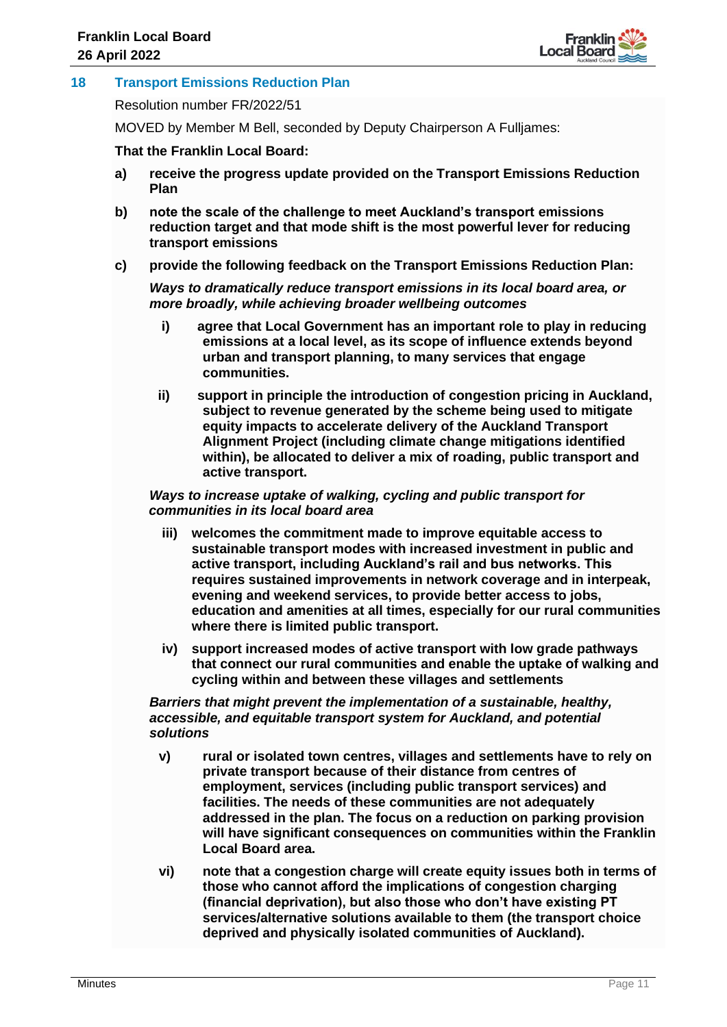## 18 Transport Emissions Reduction Plan

Resolution number FR/2022/51

MOVED by Member M Bell, seconded by Deputy Chairperson A Fulljames:

**That the Franklin Local Board:**

**a) receive the progress update provided on the Transport Emissions Reduction Plan**

**b) note the scale of the challenge to meet Auckland's transport emissions reduction target and that mode shift is the most powerful lever for reducing transport emissions**

**c) provide the following feedback on the Transport Emissions Reduction Plan:**

***Ways to dramatically reduce transport emissions in its local board area, or more broadly, while achieving broader wellbeing outcomes***

**i) agree that Local Government has an important role to play in reducing emissions at a local level, as its scope of influence extends beyond urban and transport planning, to many services that engage communities.**

**ii) support in principle the introduction of congestion pricing in Auckland, subject to revenue generated by the scheme being used to mitigate equity impacts to accelerate delivery of the Auckland Transport Alignment Project (including climate change mitigations identified within), be allocated to deliver a mix of roading, public transport and active transport.**

***Ways to increase uptake of walking, cycling and public transport for communities in its local board area***

**iii) welcomes the commitment made to improve equitable access to sustainable transport modes with increased investment in public and active transport, including Auckland's rail and bus networks. This requires sustained improvements in network coverage and in interpeak, evening and weekend services, to provide better access to jobs, education and amenities at all times, especially for our rural communities where there is limited public transport.**

**iv) support increased modes of active transport with low grade pathways that connect our rural communities and enable the uptake of walking and cycling within and between these villages and settlements**

***Barriers that might prevent the implementation of a sustainable, healthy, accessible, and equitable transport system for Auckland, and potential solutions***

**v) rural or isolated town centres, villages and settlements have to rely on private transport because of their distance from centres of employment, services (including public transport services) and facilities. The needs of these communities are not adequately addressed in the plan. The focus on a reduction on parking provision will have significant consequences on communities within the Franklin Local Board area.**

**vi) note that a congestion charge will create equity issues both in terms of those who cannot afford the implications of congestion charging (financial deprivation), but also those who don't have existing PT services/alternative solutions available to them (the transport choice deprived and physically isolated communities of Auckland).**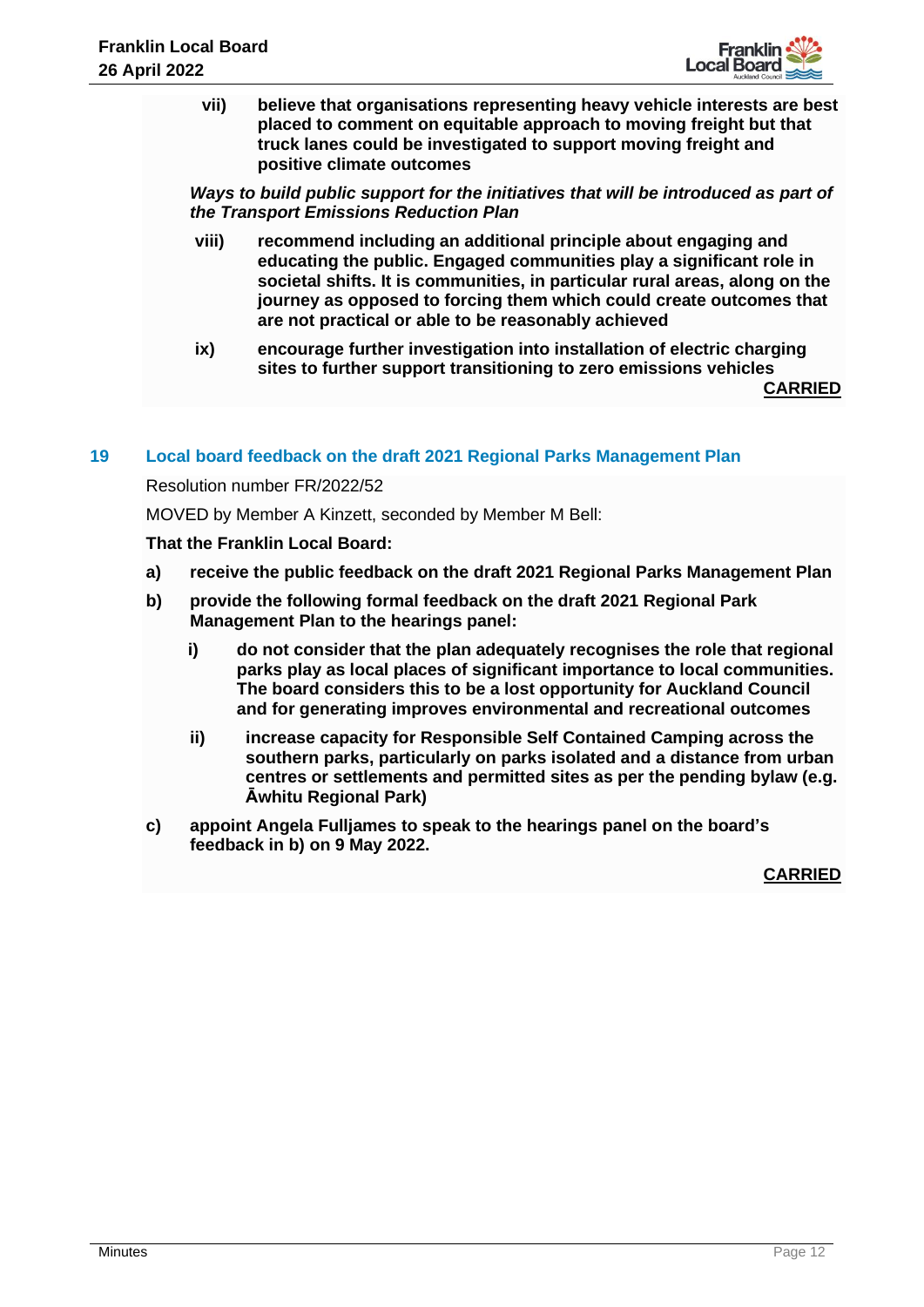**vii) believe that organisations representing heavy vehicle interests are best placed to comment on equitable approach to moving freight but that truck lanes could be investigated to support moving freight and positive climate outcomes**

***Ways to build public support for the initiatives that will be introduced as part of the Transport Emissions Reduction Plan***

**viii) recommend including an additional principle about engaging and educating the public. Engaged communities play a significant role in societal shifts. It is communities, in particular rural areas, along on the journey as opposed to forcing them which could create outcomes that are not practical or able to be reasonably achieved**

**ix) encourage further investigation into installation of electric charging sites to further support transitioning to zero emissions vehicles**

**CARRIED**

## 19 Local board feedback on the draft 2021 Regional Parks Management Plan

Resolution number FR/2022/52

MOVED by Member A Kinzett, seconded by Member M Bell:

**That the Franklin Local Board:**

**a) receive the public feedback on the draft 2021 Regional Parks Management Plan**

**b) provide the following formal feedback on the draft 2021 Regional Park Management Plan to the hearings panel:**

**i) do not consider that the plan adequately recognises the role that regional parks play as local places of significant importance to local communities. The board considers this to be a lost opportunity for Auckland Council and for generating improves environmental and recreational outcomes**

**ii) increase capacity for Responsible Self Contained Camping across the southern parks, particularly on parks isolated and a distance from urban centres or settlements and permitted sites as per the pending bylaw (e.g. Āwhitu Regional Park)**

**c) appoint Angela Fulljames to speak to the hearings panel on the board's feedback in b) on 9 May 2022.**

**CARRIED**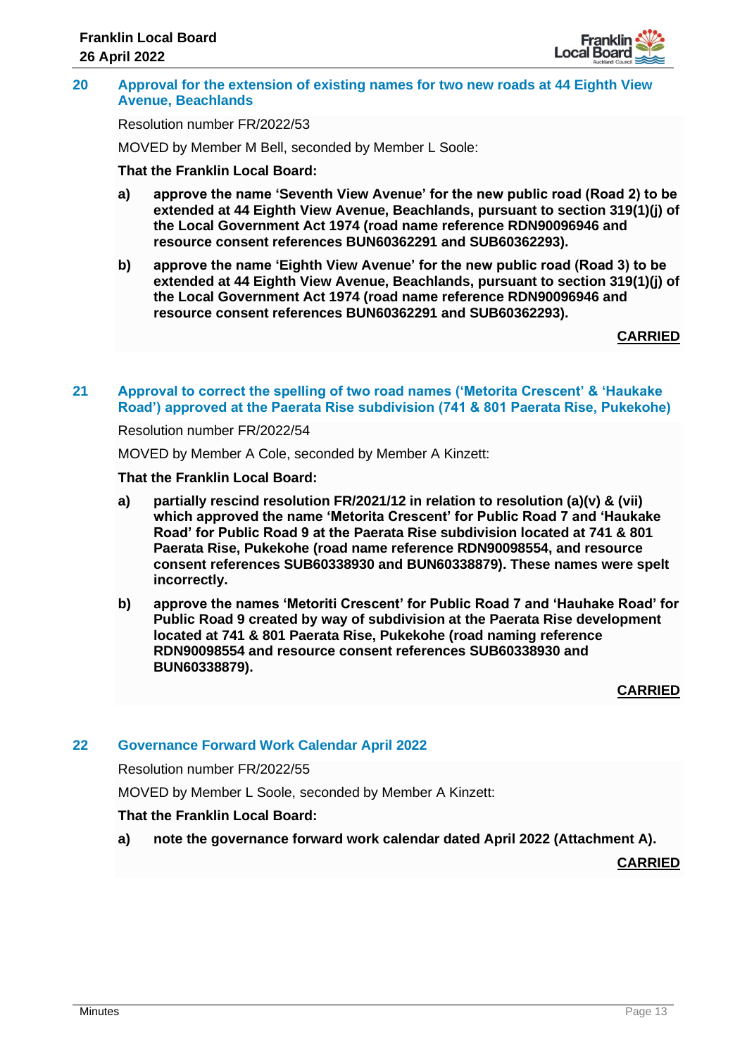## 20 Approval for the extension of existing names for two new roads at 44 Eighth View Avenue, Beachlands

Resolution number FR/2022/53

MOVED by Member M Bell, seconded by Member L Soole:

**That the Franklin Local Board:**

**a) approve the name 'Seventh View Avenue' for the new public road (Road 2) to be extended at 44 Eighth View Avenue, Beachlands, pursuant to section 319(1)(j) of the Local Government Act 1974 (road name reference RDN90096946 and resource consent references BUN60362291 and SUB60362293).**

**b) approve the name 'Eighth View Avenue' for the new public road (Road 3) to be extended at 44 Eighth View Avenue, Beachlands, pursuant to section 319(1)(j) of the Local Government Act 1974 (road name reference RDN90096946 and resource consent references BUN60362291 and SUB60362293).**

**CARRIED**

## 21 Approval to correct the spelling of two road names ('Metorita Crescent' & 'Haukake Road') approved at the Paerata Rise subdivision (741 & 801 Paerata Rise, Pukekohe)

Resolution number FR/2022/54

MOVED by Member A Cole, seconded by Member A Kinzett:

**That the Franklin Local Board:**

**a) partially rescind resolution FR/2021/12 in relation to resolution (a)(v) & (vii) which approved the name 'Metorita Crescent' for Public Road 7 and 'Haukake Road' for Public Road 9 at the Paerata Rise subdivision located at 741 & 801 Paerata Rise, Pukekohe (road name reference RDN90098554, and resource consent references SUB60338930 and BUN60338879). These names were spelt incorrectly.**

**b) approve the names 'Metoriti Crescent' for Public Road 7 and 'Hauhake Road' for Public Road 9 created by way of subdivision at the Paerata Rise development located at 741 & 801 Paerata Rise, Pukekohe (road naming reference RDN90098554 and resource consent references SUB60338930 and BUN60338879).**

**CARRIED**

## 22 Governance Forward Work Calendar April 2022

Resolution number FR/2022/55

MOVED by Member L Soole, seconded by Member A Kinzett:

**That the Franklin Local Board:**

**a) note the governance forward work calendar dated April 2022 (Attachment A).**

**CARRIED**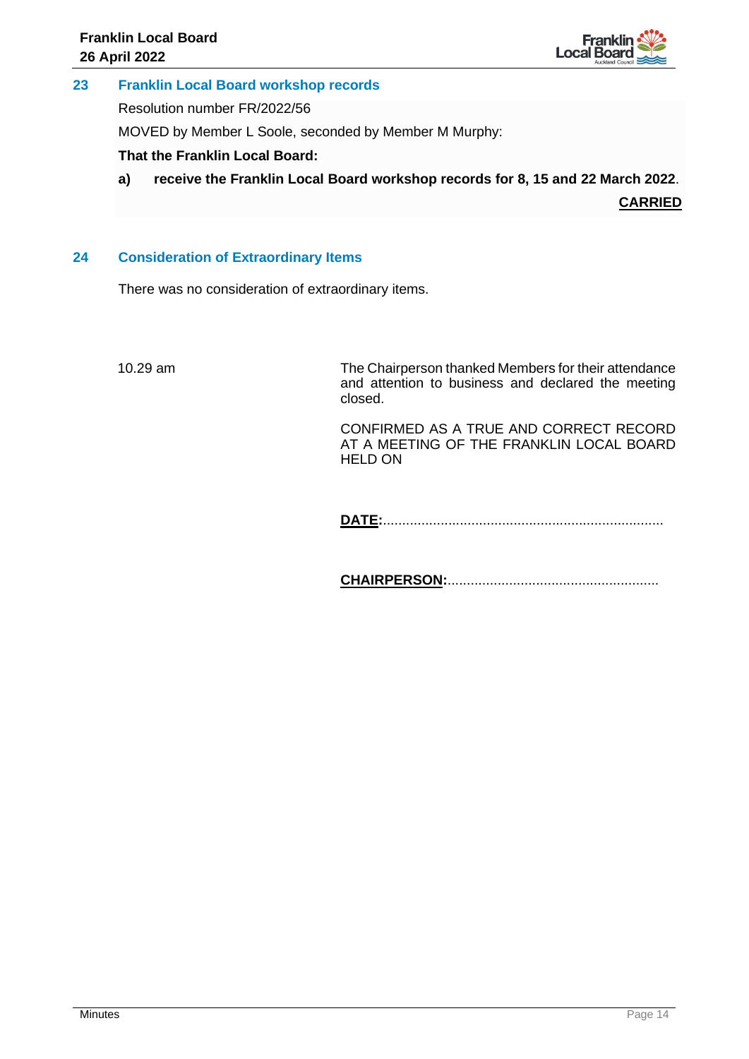## 23 Franklin Local Board workshop records

Resolution number FR/2022/56

MOVED by Member L Soole, seconded by Member M Murphy:

**That the Franklin Local Board:**

**a) receive the Franklin Local Board workshop records for 8, 15 and 22 March 2022**.

**CARRIED**

## 24 Consideration of Extraordinary Items

There was no consideration of extraordinary items.

10.29 am

The Chairperson thanked Members for their attendance and attention to business and declared the meeting closed.

CONFIRMED AS A TRUE AND CORRECT RECORD AT A MEETING OF THE FRANKLIN LOCAL BOARD HELD ON

**DATE:**.........................................................................

**CHAIRPERSON:**.......................................................